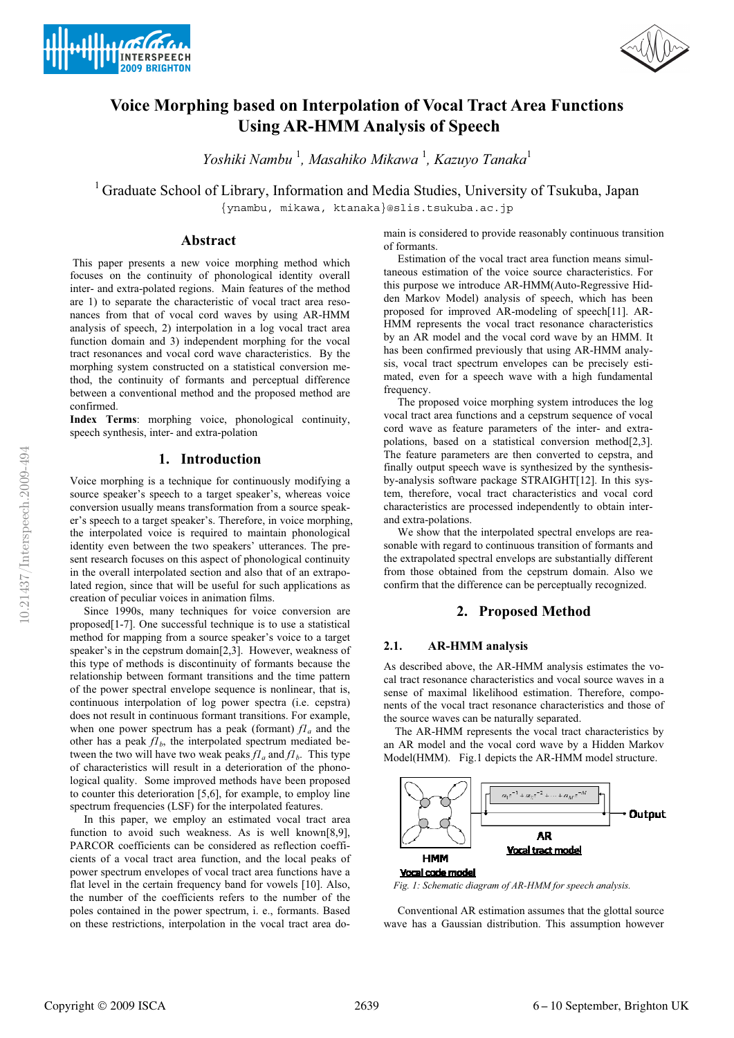# Voice Morphing based on Interpolation of Vocal Tract Area Functions Using AR-HMM Analysis of Speech

*Yoshiki Nambu* [1], *Masahiko Mikawa* [1], *Kazuyo Tanaka*[1]

[1] Graduate School of Library, Information and Media Studies, University of Tsukuba, Japan

{ynambu, mikawa, ktanaka}@slis.tsukuba.ac.jp

## Abstract

This paper presents a new voice morphing method which focuses on the continuity of phonological identity overall inter- and extra-polated regions. Main features of the method are 1) to separate the characteristic of vocal tract area resonances from that of vocal cord waves by using AR-HMM analysis of speech, 2) interpolation in a log vocal tract area function domain and 3) independent morphing for the vocal tract resonances and vocal cord wave characteristics. By the morphing system constructed on a statistical conversion method, the continuity of formants and perceptual difference between a conventional method and the proposed method are confirmed.

**Index Terms**: morphing voice, phonological continuity, speech synthesis, inter- and extra-polation

## 1. Introduction

Voice morphing is a technique for continuously modifying a source speaker's speech to a target speaker's, whereas voice conversion usually means transformation from a source speaker's speech to a target speaker's. Therefore, in voice morphing, the interpolated voice is required to maintain phonological identity even between the two speakers' utterances. The present research focuses on this aspect of phonological continuity in the overall interpolated section and also that of an extrapolated region, since that will be useful for such applications as creation of peculiar voices in animation films.

Since 1990s, many techniques for voice conversion are proposed[1-7]. One successful technique is to use a statistical method for mapping from a source speaker's voice to a target speaker's in the cepstrum domain[2,3]. However, weakness of this type of methods is discontinuity of formants because the relationship between formant transitions and the time pattern of the power spectral envelope sequence is nonlinear, that is, continuous interpolation of log power spectra (i.e. cepstra) does not result in continuous formant transitions. For example, when one power spectrum has a peak (formant) $f1_a$ and the other has a peak $f1_b$, the interpolated spectrum mediated between the two will have two weak peaks $f1_a$ and $f1_b$. This type of characteristics will result in a deterioration of the phonological quality. Some improved methods have been proposed to counter this deterioration [5,6], for example, to employ line spectrum frequencies (LSF) for the interpolated features.

In this paper, we employ an estimated vocal tract area function to avoid such weakness. As is well known[8,9], PARCOR coefficients can be considered as reflection coefficients of a vocal tract area function, and the local peaks of power spectrum envelopes of vocal tract area functions have a flat level in the certain frequency band for vowels [10]. Also, the number of the coefficients refers to the number of the poles contained in the power spectrum, i. e., formants. Based on these restrictions, interpolation in the vocal tract area domain is considered to provide reasonably continuous transition of formants.

Estimation of the vocal tract area function means simultaneous estimation of the voice source characteristics. For this purpose we introduce AR-HMM(Auto-Regressive Hidden Markov Model) analysis of speech, which has been proposed for improved AR-modeling of speech[11]. AR-HMM represents the vocal tract resonance characteristics by an AR model and the vocal cord wave by an HMM. It has been confirmed previously that using AR-HMM analysis, vocal tract spectrum envelopes can be precisely estimated, even for a speech wave with a high fundamental frequency.

The proposed voice morphing system introduces the log vocal tract area functions and a cepstrum sequence of vocal cord wave as feature parameters of the inter- and extra-polations, based on a statistical conversion method[2,3]. The feature parameters are then converted to cepstra, and finally output speech wave is synthesized by the synthesis-by-analysis software package STRAIGHT[12]. In this system, therefore, vocal tract characteristics and vocal cord characteristics are processed independently to obtain inter- and extra-polations.

We show that the interpolated spectral envelops are reasonable with regard to continuous transition of formants and the extrapolated spectral envelops are substantially different from those obtained from the cepstrum domain. Also we confirm that the difference can be perceptually recognized.

## 2. Proposed Method

### 2.1. AR-HMM analysis

As described above, the AR-HMM analysis estimates the vocal tract resonance characteristics and vocal source waves in a sense of maximal likelihood estimation. Therefore, components of the vocal tract resonance characteristics and those of the source waves can be naturally separated.

The AR-HMM represents the vocal tract characteristics by an AR model and the vocal cord wave by a Hidden Markov Model(HMM). Fig.1 depicts the AR-HMM model structure.

*Fig. 1: Schematic diagram of AR-HMM for speech analysis.*

Conventional AR estimation assumes that the glottal source wave has a Gaussian distribution. This assumption however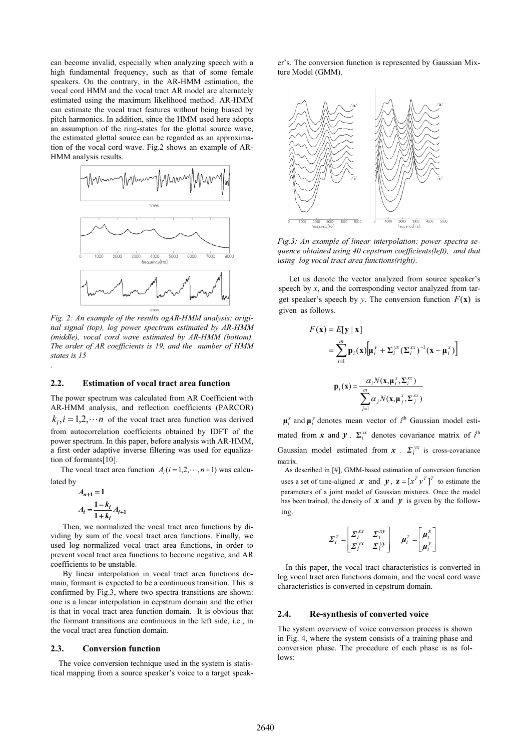can become invalid, especially when analyzing speech with a high fundamental frequency, such as that of some female speakers. On the contrary, in the AR-HMM estimation, the vocal cord HMM and the vocal tract AR model are alternately estimated using the maximum likelihood method. AR-HMM can estimate the vocal tract features without being biased by pitch harmonics. In addition, since the HMM used here adopts an assumption of the ring-states for the glottal source wave, the estimated glottal source can be regarded as an approximation of the vocal cord wave. Fig.2 shows an example of AR-HMM analysis results.

*Fig. 2: An example of the results ogAR-HMM analysis: original signal (top), log power spectrum estimated by AR-HMM (middle), vocal cord wave estimated by AR-HMM (bottom). The order of AR coefficients is 19, and the number of HMM states is 15*

### 2.2. Estimation of vocal tract area function

The power spectrum was calculated from AR Coefficient with AR-HMM analysis, and reflection coefficients (PARCOR) $k_i, i = 1,2,\cdots n$ of the vocal tract area function was derived from autocorrelation coefficients obtained by IDFT of the power spectrum. In this paper, before analysis with AR-HMM, a first order adaptive inverse filtering was used for equalization of formants[10].

The vocal tract area function $A_i (i = 1,2,\cdots,n+1)$ was calculated by

$$A_{n+1} = 1$$

$$A_i = \frac{1-k_i}{1+k_i} A_{i+1}$$

Then, we normalized the vocal tract area functions by dividing by sum of the vocal tract area functions. Finally, we used log normalized vocal tract area functions, in order to prevent vocal tract area functions to become negative, and AR coefficients to be unstable.

By linear interpolation in vocal tract area functions domain, formant is expected to be a continuous transition. This is confirmed by Fig.3, where two spectra transitions are shown: one is a linear interpolation in cepstrum domain and the other is that in vocal tract area function domain. It is obvious that the formant transitions are continuous in the left side, i.e., in the vocal tract area function domain.

### 2.3. Conversion function

The voice conversion technique used in the system is statistical mapping from a source speaker's voice to a target speaker's. The conversion function is represented by Gaussian Mixture Model (GMM).

*Fig.3: An example of linear interpolation: power spectra sequence obtained using 40 cepstrum coefficients(left), and that using log vocal tract area functions(right).*

Let us denote the vector analyzed from source speaker's speech by *x*, and the corresponding vector analyzed from target speaker's speech by *y*. The conversion function $F(\mathbf{x})$ is given as follows.

$$F(\mathbf{x}) = E[\mathbf{y} \mid \mathbf{x}] = \sum_{i=1}^{m} \mathbf{p}_i(\mathbf{x}) \left[ \boldsymbol{\mu}_i^y + \boldsymbol{\Sigma}_i^{yx} (\boldsymbol{\Sigma}_i^{xx})^{-1} (\mathbf{x} - \boldsymbol{\mu}_i^x) \right]$$

$$\mathbf{p}_i(\mathbf{x}) = \frac{\alpha_i N(\mathbf{x}, \boldsymbol{\mu}_i^x, \boldsymbol{\Sigma}_i^{xx})}{\sum_{j=1}^{m} \alpha_j N(\mathbf{x}, \boldsymbol{\mu}_j^x, \boldsymbol{\Sigma}_j^{xx})}$$

$\boldsymbol{\mu}_i^x$ and $\boldsymbol{\mu}_i^y$ denotes mean vector of $i^{\text{th}}$ Gaussian model estimated from $\boldsymbol{x}$ and $\boldsymbol{y}$. $\boldsymbol{\Sigma}_i^{xx}$ denotes covariance matrix of $i^{\text{th}}$ Gaussian model estimated from $\boldsymbol{x}$. $\boldsymbol{\Sigma}_i^{yx}$ is cross-covariance matrix.

As described in [#], GMM-based estimation of conversion function uses a set of time-aligned $\boldsymbol{x}$ and $\boldsymbol{y}$, $\mathbf{z} = [x^T y^T]^T$ to estimate the parameters of a joint model of Gaussian mixtures. Once the model has been trained, the density of $\boldsymbol{x}$ and $\boldsymbol{y}$ is given by the following.

$$\boldsymbol{\Sigma}_i^z = \begin{bmatrix} \boldsymbol{\Sigma}_i^{xx} & \boldsymbol{\Sigma}_i^{xy} \\ \boldsymbol{\Sigma}_i^{yx} & \boldsymbol{\Sigma}_i^{yy} \end{bmatrix} \quad \boldsymbol{\mu}_i^z = \begin{bmatrix} \boldsymbol{\mu}_i^x \\ \boldsymbol{\mu}_i^y \end{bmatrix}$$

In this paper, the vocal tract characteristics is converted in log vocal tract area functions domain, and the vocal cord wave characteristics is converted in cepstrum domain.

### 2.4. Re-synthesis of converted voice

The system overview of voice conversion process is shown in Fig. 4, where the system consists of a training phase and conversion phase. The procedure of each phase is as follows: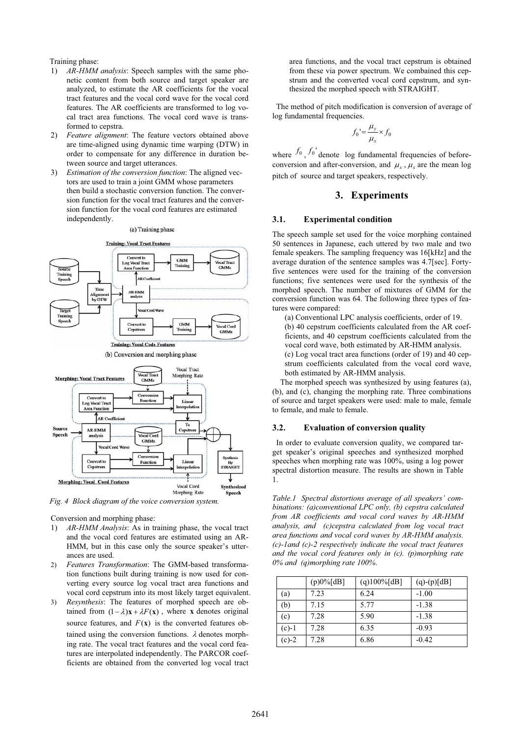Training phase:

1) *AR-HMM analysis*: Speech samples with the same phonetic content from both source and target speaker are analyzed, to estimate the AR coefficients for the vocal tract features and the vocal cord wave for the vocal cord features. The AR coefficients are transformed to log vocal tract area functions. The vocal cord wave is transformed to cepstra.
2) *Feature alignment*: The feature vectors obtained above are time-aligned using dynamic time warping (DTW) in order to compensate for any difference in duration between source and target utterances.
3) *Estimation of the conversion function*: The aligned vectors are used to train a joint GMM whose parameters then build a stochastic conversion function. The conversion function for the vocal tract features and the conversion function for the vocal cord features are estimated independently.

*Fig. 4 Block diagram of the voice conversion system.*

Conversion and morphing phase:

1) *AR-HMM Analysis*: As in training phase, the vocal tract and the vocal cord features are estimated using an AR-HMM, but in this case only the source speaker's utterances are used.
2) *Features Transformation*: The GMM-based transformation functions built during training is now used for converting every source log vocal tract area functions and vocal cord cepstrum into its most likely target equivalent.
3) *Resynthesis*: The features of morphed speech are obtained from $(1-\lambda)\mathbf{x}+\lambda F(\mathbf{x})$, where $\mathbf{x}$ denotes original source features, and $F(\mathbf{x})$ is the converted features obtained using the conversion functions. $\lambda$ denotes morphing rate. The vocal tract features and the vocal cord features are interpolated independently. The PARCOR coefficients are obtained from the converted log vocal tract area functions, and the vocal tract cepstrum is obtained from these via power spectrum. We combained this cepstrum and the converted vocal cord cepstrum, and synthesized the morphed speech with STRAIGHT.

The method of pitch modification is conversion of average of log fundamental frequencies.

$$f_0' = \frac{\mu_y}{\mu_x} \times f_0$$

where $f_0$, $f_0'$ denote log fundamental frequencies of before-conversion and after-conversion, and $\mu_x$, $\mu_x$ are the mean log pitch of source and target speakers, respectively.

## 3. Experiments

### 3.1. Experimental condition

The speech sample set used for the voice morphing contained 50 sentences in Japanese, each uttered by two male and two female speakers. The sampling frequency was 16[kHz] and the average duration of the sentence samples was 4.7[sec]. Forty-five sentences were used for the training of the conversion functions; five sentences were used for the synthesis of the morphed speech. The number of mixtures of GMM for the conversion function was 64. The following three types of features were compared:

(a) Conventional LPC analysis coefficients, order of 19.

(b) 40 cepstrum coefficients calculated from the AR coefficients, and 40 cepstrum coefficients calculated from the vocal cord wave, both estimated by AR-HMM analysis.

(c) Log vocal tract area functions (order of 19) and 40 cepstrum coefficients calculated from the vocal cord wave, both estimated by AR-HMM analysis.

The morphed speech was synthesized by using features (a), (b), and (c), changing the morphing rate. Three combinations of source and target speakers were used: male to male, female to female, and male to female.

### 3.2. Evaluation of conversion quality

In order to evaluate conversion quality, we compared target speaker's original speeches and synthesized morphed speeches when morphing rate was 100%, using a log power spectral distortion measure. The results are shown in Table 1.

*Table.1 Spectral distortions average of all speakers' combinations: (a)conventional LPC only, (b) cepstra calculated from AR coefficients and vocal cord waves by AR-HMM analysis, and (c)cepstra calculated from log vocal tract area functions and vocal cord waves by AR-HMM analysis. (c)-1and (c)-2 respectively indicate the vocal tract features and the vocal cord features only in (c). (p)morphing rate 0% and (q)morphing rate 100%.*

| | (p)0%[dB] | (q)100%[dB] | (q)-(p)[dB] |
|---|---|---|---|
| (a) | 7.23 | 6.24 | -1.00 |
| (b) | 7.15 | 5.77 | -1.38 |
| (c) | 7.28 | 5.90 | -1.38 |
| (c)-1 | 7.28 | 6.35 | -0.93 |
| (c)-2 | 7.28 | 6.86 | -0.42 |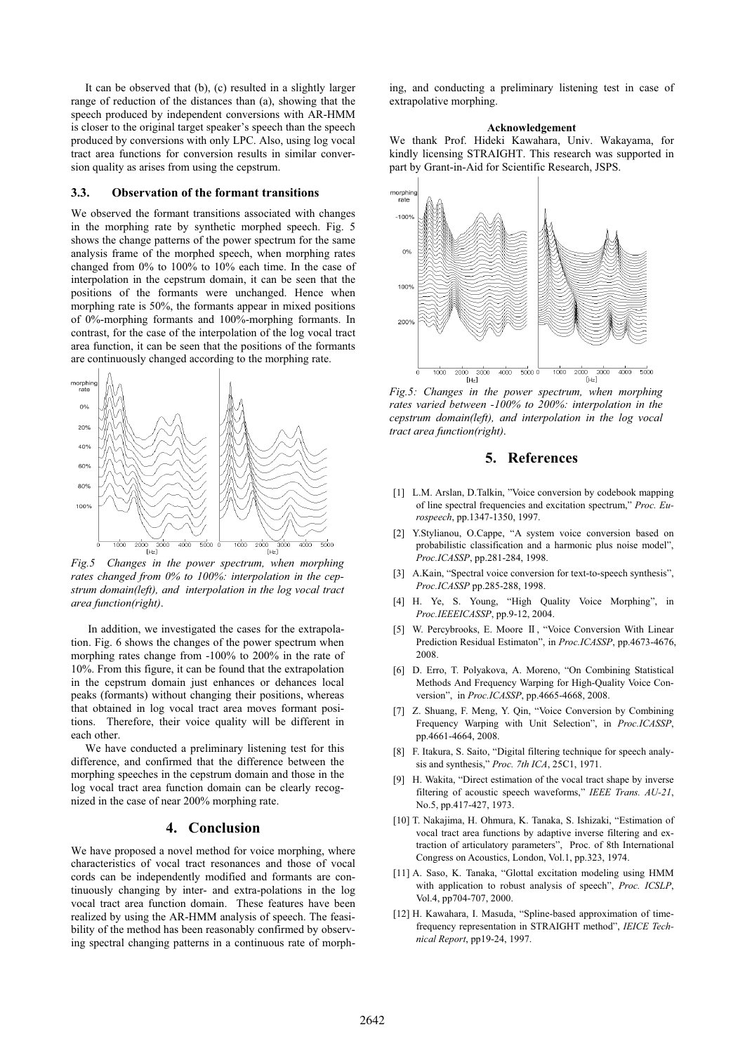It can be observed that (b), (c) resulted in a slightly larger range of reduction of the distances than (a), showing that the speech produced by independent conversions with AR-HMM is closer to the original target speaker's speech than the speech produced by conversions with only LPC. Also, using log vocal tract area functions for conversion results in similar conversion quality as arises from using the cepstrum.

### 3.3. Observation of the formant transitions

We observed the formant transitions associated with changes in the morphing rate by synthetic morphed speech. Fig. 5 shows the change patterns of the power spectrum for the same analysis frame of the morphed speech, when morphing rates changed from 0% to 100% to 10% each time. In the case of interpolation in the cepstrum domain, it can be seen that the positions of the formants were unchanged. Hence when morphing rate is 50%, the formants appear in mixed positions of 0%-morphing formants and 100%-morphing formants. In contrast, for the case of the interpolation of the log vocal tract area function, it can be seen that the positions of the formants are continuously changed according to the morphing rate.

morphing rate
0%
20%
40%
60%
80%
100%
0 1000 2000 3000 4000 5000 0 1000 2000 3000 4000 5000
[Hz] [Hz]

*Fig.5 Changes in the power spectrum, when morphing rates changed from 0% to 100%: interpolation in the cepstrum domain(left), and interpolation in the log vocal tract area function(right).*

In addition, we investigated the cases for the extrapolation. Fig. 6 shows the changes of the power spectrum when morphing rates change from -100% to 200% in the rate of 10%. From this figure, it can be found that the extrapolation in the cepstrum domain just enhances or dehances local peaks (formants) without changing their positions, whereas that obtained in log vocal tract area moves formant positions. Therefore, their voice quality will be different in each other.

We have conducted a preliminary listening test for this difference, and confirmed that the difference between the morphing speeches in the cepstrum domain and those in the log vocal tract area function domain can be clearly recognized in the case of near 200% morphing rate.

## 4. Conclusion

We have proposed a novel method for voice morphing, where characteristics of vocal tract resonances and those of vocal cords can be independently modified and formants are continuously changing by inter- and extra-polations in the log vocal tract area function domain. These features have been realized by using the AR-HMM analysis of speech. The feasibility of the method has been reasonably confirmed by observing spectral changing patterns in a continuous rate of morphing, and conducting a preliminary listening test in case of extrapolative morphing.

#### Acknowledgement

We thank Prof. Hideki Kawahara, Univ. Wakayama, for kindly licensing STRAIGHT. This research was supported in part by Grant-in-Aid for Scientific Research, JSPS.

morphing rate
-100%
0%
100%
200%
0 1000 2000 3000 4000 5000 0 1000 2000 3000 4000 5000
[Hz] [Hz]

*Fig.5: Changes in the power spectrum, when morphing rates varied between -100% to 200%: interpolation in the cepstrum domain(left), and interpolation in the log vocal tract area function(right).*

## 5. References

[1] L.M. Arslan, D.Talkin, "Voice conversion by codebook mapping of line spectral frequencies and excitation spectrum," *Proc. Eurospeech*, pp.1347-1350, 1997.

[2] Y.Stylianou, O.Cappe, "A system voice conversion based on probabilistic classification and a harmonic plus noise model", *Proc.ICASSP*, pp.281-284, 1998.

[3] A.Kain, "Spectral voice conversion for text-to-speech synthesis", *Proc.ICASSP* pp.285-288, 1998.

[4] H. Ye, S. Young, "High Quality Voice Morphing", in *Proc.IEEEICASSP*, pp.9-12, 2004.

[5] W. Percybrooks, E. Moore Ⅱ, "Voice Conversion With Linear Prediction Residual Estimaton", in *Proc.ICASSP*, pp.4673-4676, 2008.

[6] D. Erro, T. Polyakova, A. Moreno, "On Combining Statistical Methods And Frequency Warping for High-Quality Voice Conversion", in *Proc.ICASSP*, pp.4665-4668, 2008.

[7] Z. Shuang, F. Meng, Y. Qin, "Voice Conversion by Combining Frequency Warping with Unit Selection", in *Proc.ICASSP*, pp.4661-4664, 2008.

[8] F. Itakura, S. Saito, "Digital filtering technique for speech analysis and synthesis," *Proc. 7th ICA*, 25C1, 1971.

[9] H. Wakita, "Direct estimation of the vocal tract shape by inverse filtering of acoustic speech waveforms," *IEEE Trans. AU-21*, No.5, pp.417-427, 1973.

[10] T. Nakajima, H. Ohmura, K. Tanaka, S. Ishizaki, "Estimation of vocal tract area functions by adaptive inverse filtering and extraction of articulatory parameters", Proc. of 8th International Congress on Acoustics, London, Vol.1, pp.323, 1974.

[11] A. Saso, K. Tanaka, "Glottal excitation modeling using HMM with application to robust analysis of speech", *Proc. ICSLP*, Vol.4, pp704-707, 2000.

[12] H. Kawahara, I. Masuda, "Spline-based approximation of time-frequency representation in STRAIGHT method", *IEICE Technical Report*, pp19-24, 1997.